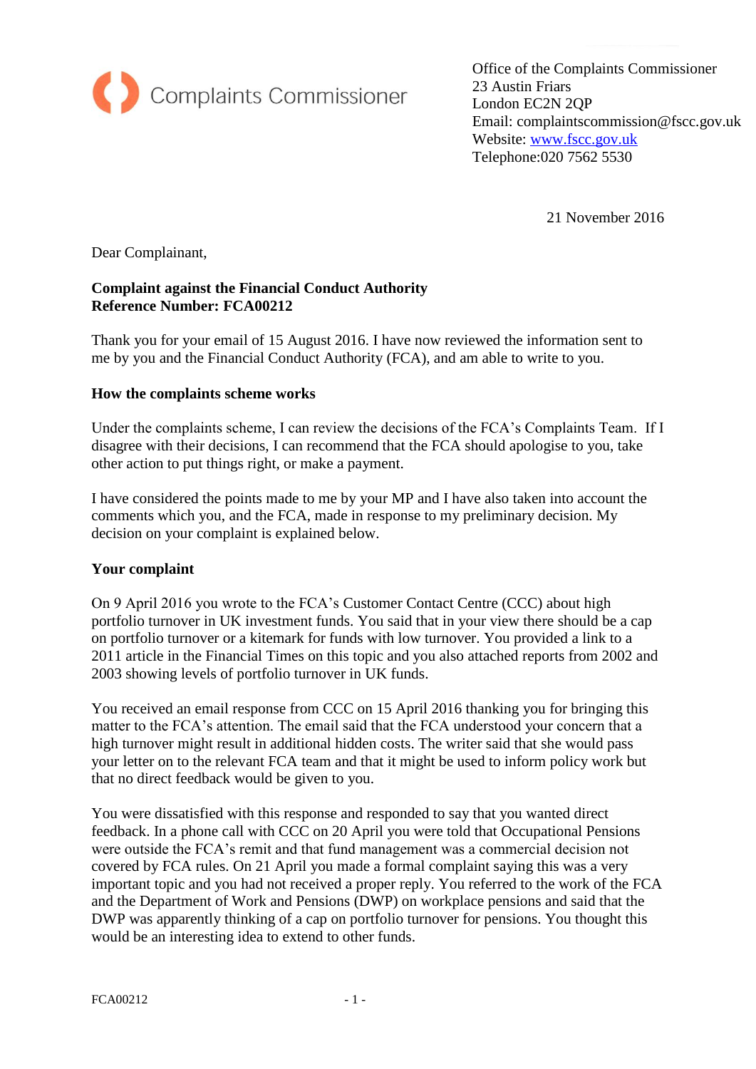Complaints Commissioner

Office of the Complaints Commissioner
23 Austin Friars
London EC2N 2QP
Email: complaintscommission@fscc.gov.uk
Website: www.fscc.gov.uk
Telephone:020 7562 5530

21 November 2016

Dear Complainant,

**Complaint against the Financial Conduct Authority**
**Reference Number: FCA00212**

Thank you for your email of 15 August 2016. I have now reviewed the information sent to me by you and the Financial Conduct Authority (FCA), and am able to write to you.

**How the complaints scheme works**

Under the complaints scheme, I can review the decisions of the FCA's Complaints Team. If I disagree with their decisions, I can recommend that the FCA should apologise to you, take other action to put things right, or make a payment.

I have considered the points made to me by your MP and I have also taken into account the comments which you, and the FCA, made in response to my preliminary decision. My decision on your complaint is explained below.

**Your complaint**

On 9 April 2016 you wrote to the FCA's Customer Contact Centre (CCC) about high portfolio turnover in UK investment funds. You said that in your view there should be a cap on portfolio turnover or a kitemark for funds with low turnover. You provided a link to a 2011 article in the Financial Times on this topic and you also attached reports from 2002 and 2003 showing levels of portfolio turnover in UK funds.

You received an email response from CCC on 15 April 2016 thanking you for bringing this matter to the FCA's attention. The email said that the FCA understood your concern that a high turnover might result in additional hidden costs. The writer said that she would pass your letter on to the relevant FCA team and that it might be used to inform policy work but that no direct feedback would be given to you.

You were dissatisfied with this response and responded to say that you wanted direct feedback. In a phone call with CCC on 20 April you were told that Occupational Pensions were outside the FCA's remit and that fund management was a commercial decision not covered by FCA rules. On 21 April you made a formal complaint saying this was a very important topic and you had not received a proper reply. You referred to the work of the FCA and the Department of Work and Pensions (DWP) on workplace pensions and said that the DWP was apparently thinking of a cap on portfolio turnover for pensions. You thought this would be an interesting idea to extend to other funds.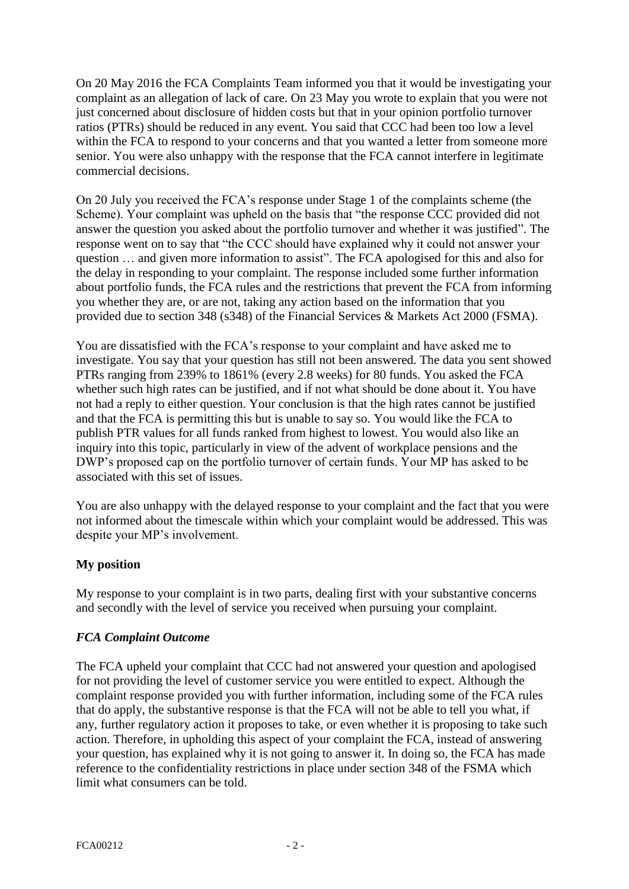On 20 May 2016 the FCA Complaints Team informed you that it would be investigating your complaint as an allegation of lack of care. On 23 May you wrote to explain that you were not just concerned about disclosure of hidden costs but that in your opinion portfolio turnover ratios (PTRs) should be reduced in any event. You said that CCC had been too low a level within the FCA to respond to your concerns and that you wanted a letter from someone more senior. You were also unhappy with the response that the FCA cannot interfere in legitimate commercial decisions.

On 20 July you received the FCA's response under Stage 1 of the complaints scheme (the Scheme). Your complaint was upheld on the basis that "the response CCC provided did not answer the question you asked about the portfolio turnover and whether it was justified". The response went on to say that "the CCC should have explained why it could not answer your question … and given more information to assist". The FCA apologised for this and also for the delay in responding to your complaint. The response included some further information about portfolio funds, the FCA rules and the restrictions that prevent the FCA from informing you whether they are, or are not, taking any action based on the information that you provided due to section 348 (s348) of the Financial Services & Markets Act 2000 (FSMA).

You are dissatisfied with the FCA's response to your complaint and have asked me to investigate. You say that your question has still not been answered. The data you sent showed PTRs ranging from 239% to 1861% (every 2.8 weeks) for 80 funds. You asked the FCA whether such high rates can be justified, and if not what should be done about it. You have not had a reply to either question. Your conclusion is that the high rates cannot be justified and that the FCA is permitting this but is unable to say so. You would like the FCA to publish PTR values for all funds ranked from highest to lowest. You would also like an inquiry into this topic, particularly in view of the advent of workplace pensions and the DWP's proposed cap on the portfolio turnover of certain funds. Your MP has asked to be associated with this set of issues.

You are also unhappy with the delayed response to your complaint and the fact that you were not informed about the timescale within which your complaint would be addressed. This was despite your MP's involvement.

**My position**

My response to your complaint is in two parts, dealing first with your substantive concerns and secondly with the level of service you received when pursuing your complaint.

***FCA Complaint Outcome***

The FCA upheld your complaint that CCC had not answered your question and apologised for not providing the level of customer service you were entitled to expect. Although the complaint response provided you with further information, including some of the FCA rules that do apply, the substantive response is that the FCA will not be able to tell you what, if any, further regulatory action it proposes to take, or even whether it is proposing to take such action. Therefore, in upholding this aspect of your complaint the FCA, instead of answering your question, has explained why it is not going to answer it. In doing so, the FCA has made reference to the confidentiality restrictions in place under section 348 of the FSMA which limit what consumers can be told.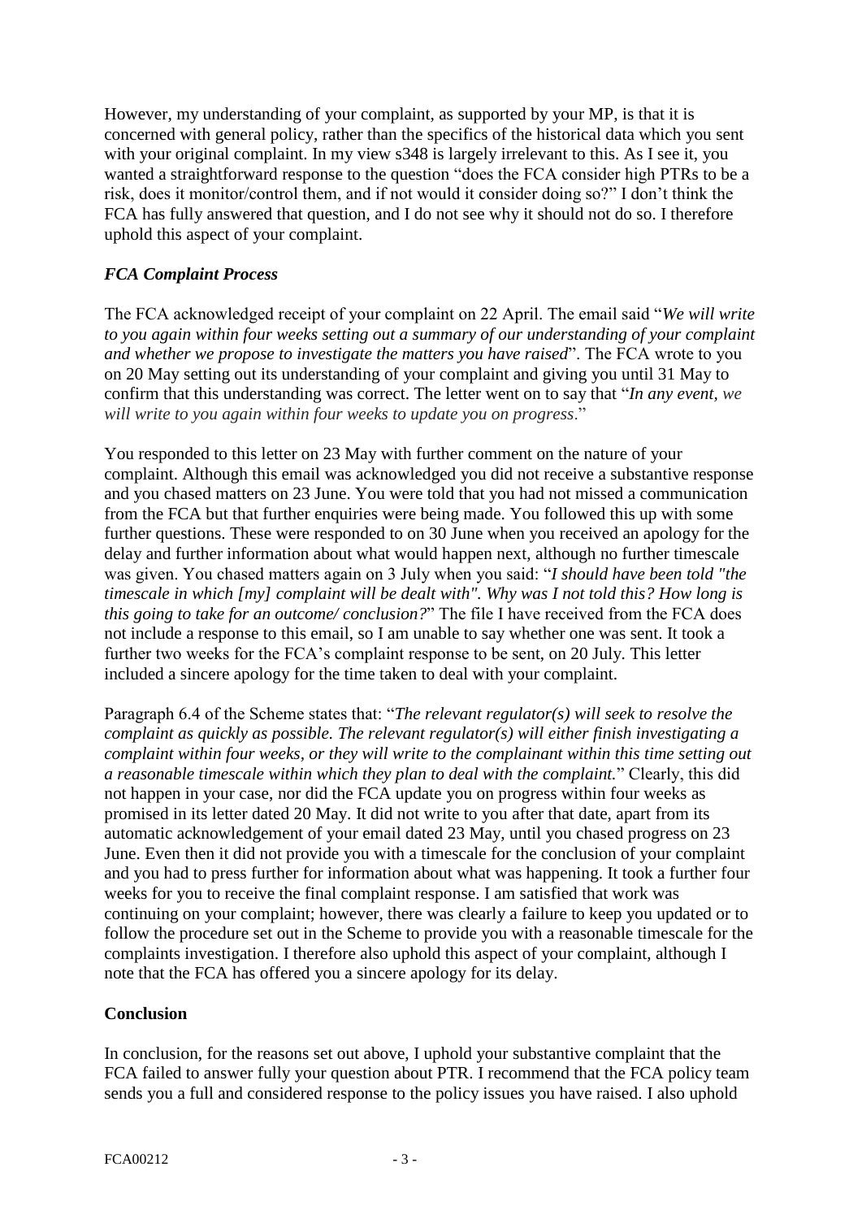However, my understanding of your complaint, as supported by your MP, is that it is concerned with general policy, rather than the specifics of the historical data which you sent with your original complaint. In my view s348 is largely irrelevant to this. As I see it, you wanted a straightforward response to the question "does the FCA consider high PTRs to be a risk, does it monitor/control them, and if not would it consider doing so?" I don't think the FCA has fully answered that question, and I do not see why it should not do so. I therefore uphold this aspect of your complaint.

### *FCA Complaint Process*

The FCA acknowledged receipt of your complaint on 22 April. The email said "*We will write to you again within four weeks setting out a summary of our understanding of your complaint and whether we propose to investigate the matters you have raised*". The FCA wrote to you on 20 May setting out its understanding of your complaint and giving you until 31 May to confirm that this understanding was correct. The letter went on to say that "*In any event, we will write to you again within four weeks to update you on progress*."

You responded to this letter on 23 May with further comment on the nature of your complaint. Although this email was acknowledged you did not receive a substantive response and you chased matters on 23 June. You were told that you had not missed a communication from the FCA but that further enquiries were being made. You followed this up with some further questions. These were responded to on 30 June when you received an apology for the delay and further information about what would happen next, although no further timescale was given. You chased matters again on 3 July when you said: "*I should have been told "the timescale in which [my] complaint will be dealt with". Why was I not told this? How long is this going to take for an outcome/ conclusion?*" The file I have received from the FCA does not include a response to this email, so I am unable to say whether one was sent. It took a further two weeks for the FCA's complaint response to be sent, on 20 July. This letter included a sincere apology for the time taken to deal with your complaint.

Paragraph 6.4 of the Scheme states that: "*The relevant regulator(s) will seek to resolve the complaint as quickly as possible. The relevant regulator(s) will either finish investigating a complaint within four weeks, or they will write to the complainant within this time setting out a reasonable timescale within which they plan to deal with the complaint.*" Clearly, this did not happen in your case, nor did the FCA update you on progress within four weeks as promised in its letter dated 20 May. It did not write to you after that date, apart from its automatic acknowledgement of your email dated 23 May, until you chased progress on 23 June. Even then it did not provide you with a timescale for the conclusion of your complaint and you had to press further for information about what was happening. It took a further four weeks for you to receive the final complaint response. I am satisfied that work was continuing on your complaint; however, there was clearly a failure to keep you updated or to follow the procedure set out in the Scheme to provide you with a reasonable timescale for the complaints investigation. I therefore also uphold this aspect of your complaint, although I note that the FCA has offered you a sincere apology for its delay.

## **Conclusion**

In conclusion, for the reasons set out above, I uphold your substantive complaint that the FCA failed to answer fully your question about PTR. I recommend that the FCA policy team sends you a full and considered response to the policy issues you have raised. I also uphold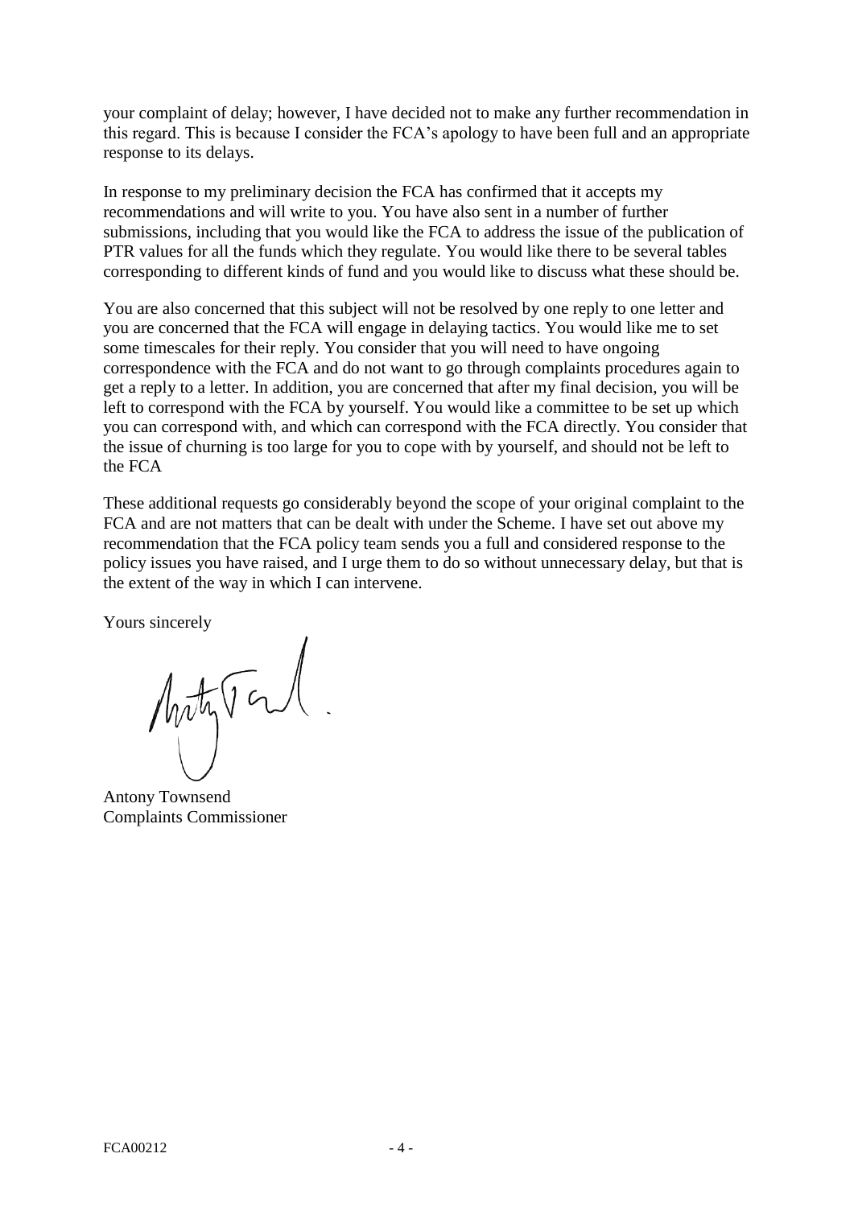your complaint of delay; however, I have decided not to make any further recommendation in this regard. This is because I consider the FCA's apology to have been full and an appropriate response to its delays.

In response to my preliminary decision the FCA has confirmed that it accepts my recommendations and will write to you. You have also sent in a number of further submissions, including that you would like the FCA to address the issue of the publication of PTR values for all the funds which they regulate. You would like there to be several tables corresponding to different kinds of fund and you would like to discuss what these should be.

You are also concerned that this subject will not be resolved by one reply to one letter and you are concerned that the FCA will engage in delaying tactics. You would like me to set some timescales for their reply. You consider that you will need to have ongoing correspondence with the FCA and do not want to go through complaints procedures again to get a reply to a letter. In addition, you are concerned that after my final decision, you will be left to correspond with the FCA by yourself. You would like a committee to be set up which you can correspond with, and which can correspond with the FCA directly. You consider that the issue of churning is too large for you to cope with by yourself, and should not be left to the FCA

These additional requests go considerably beyond the scope of your original complaint to the FCA and are not matters that can be dealt with under the Scheme. I have set out above my recommendation that the FCA policy team sends you a full and considered response to the policy issues you have raised, and I urge them to do so without unnecessary delay, but that is the extent of the way in which I can intervene.

Yours sincerely

Antony Townsend
Complaints Commissioner

FCA00212